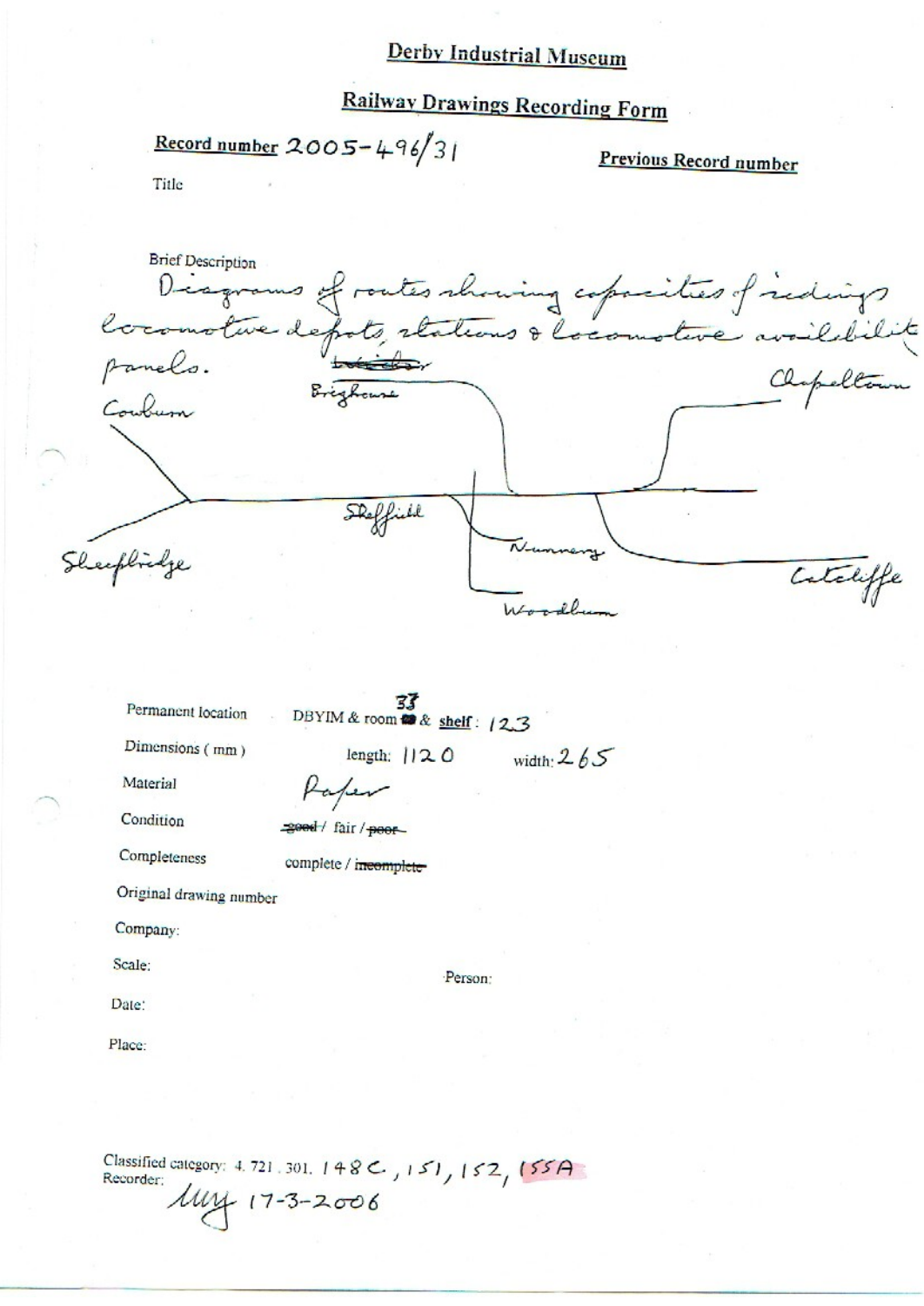# Derby Industrial Museum

## Railway Drawings Recording Form

**Record number** 2005-496/31

**Previous Record number**

Title

Brief Description

Diagrams of routes showing capacities of sidings locomotive depots, stations & locomotive availability panels.

Cowburn

~~Leeds~~ Brighouse

Chapeltown

Sheffield

Nunnery

Sheepbridge

Woodburn

Catcliffe

Permanent location DBYIM & room 33 & **shelf**: 123

Dimensions ( mm ) length: 1120 width: 265

Material Paper

Condition ~~good~~ / fair / ~~poor~~

Completeness complete / ~~incomplete~~

Original drawing number

Company:

Scale:

Person:

Date:

Place:

Classified category: 4. 721. 301. 148C, 151, 152, 155A

Recorder: MLy 17-3-2006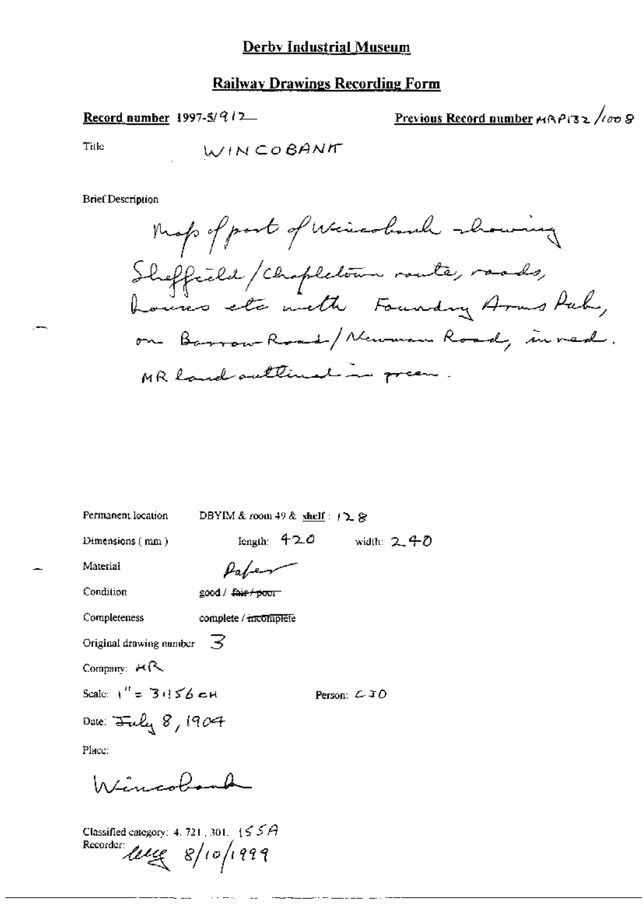# Derby Industrial Museum

## Railway Drawings Recording Form

**Record number** 1997-5/912

**Previous Record number** MRP132/1008

Title WINCOBANK

Brief Description

Map of part of Wincobank showing Sheffield/Chapeltown route, roads, houses etc with Foundry Arms Pub, on Barrow Road/Newman Road, in red. MR land outlined in green.

Permanent location DBYIM & room 49 & shelf: 128

Dimensions (mm) length: 420 width: 240

Material Paper

Condition good / ~~fair / poor~~

Completeness complete / ~~incomplete~~

Original drawing number 3

Company: MR

Scale: 1" = 3.156 CH

Person: CJO

Date: July 8, 1904

Place:

Wincobank

Classified category: 4. 721. 301. 155A

Recorder: lug 8/10/1999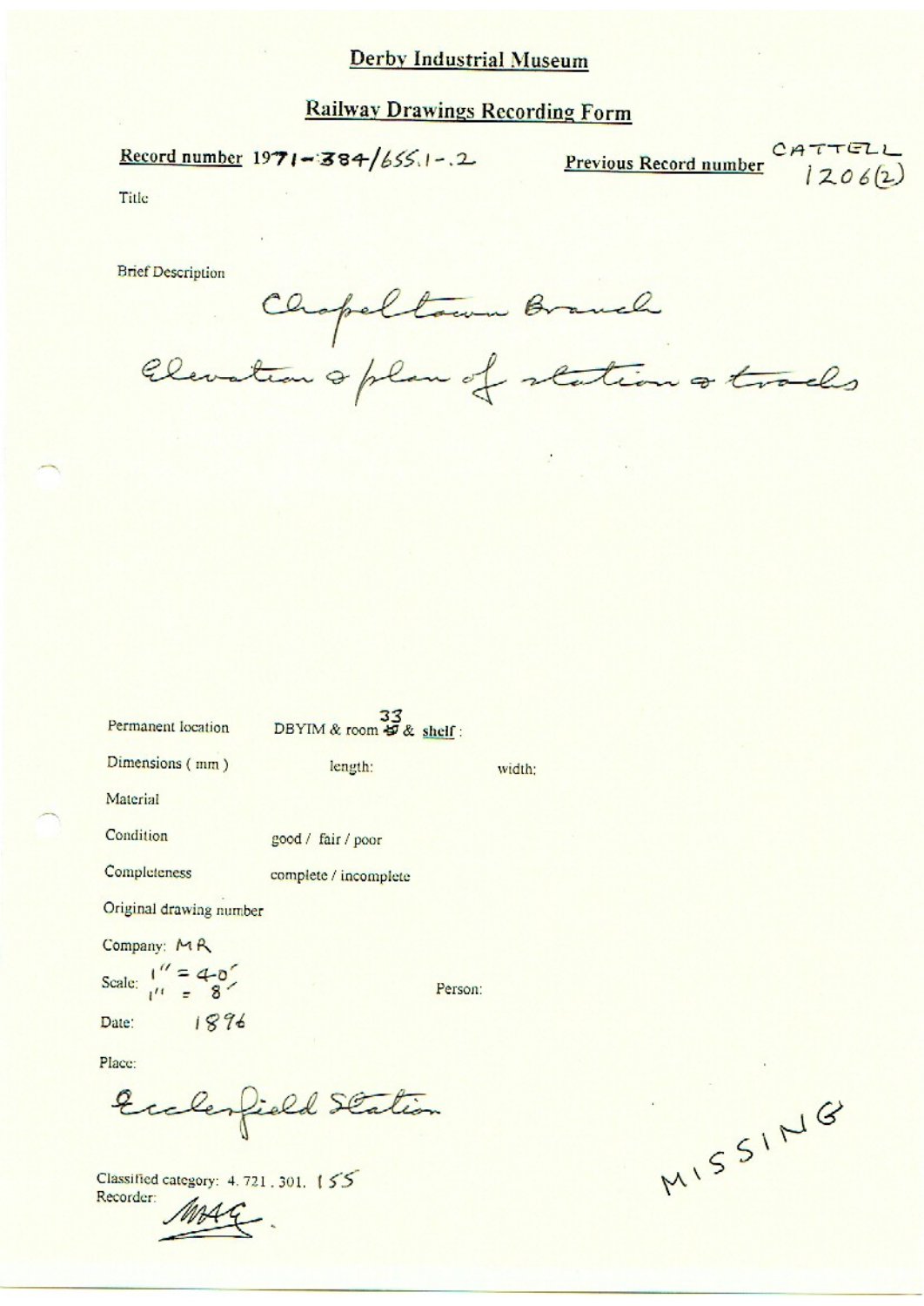# Derby Industrial Museum

## Railway Drawings Recording Form

**Record number** 1971-384/655.1-.2

**Previous Record number** CATTELL 1206(2)

Title

Brief Description

Chapeltown Branch
Elevation & plan of station & tracks

Permanent location DBYIM & room 33 & shelf :

Dimensions ( mm ) length: width:

Material

Condition good / fair / poor

Completeness complete / incomplete

Original drawing number

Company: MR

Scale: 1" = 4-0'
1" = 8'

Person:

Date: 1896

Place:

Ecclesfield Station

Classified category: 4. 721. 301. 155

Recorder: MAG.

MISSING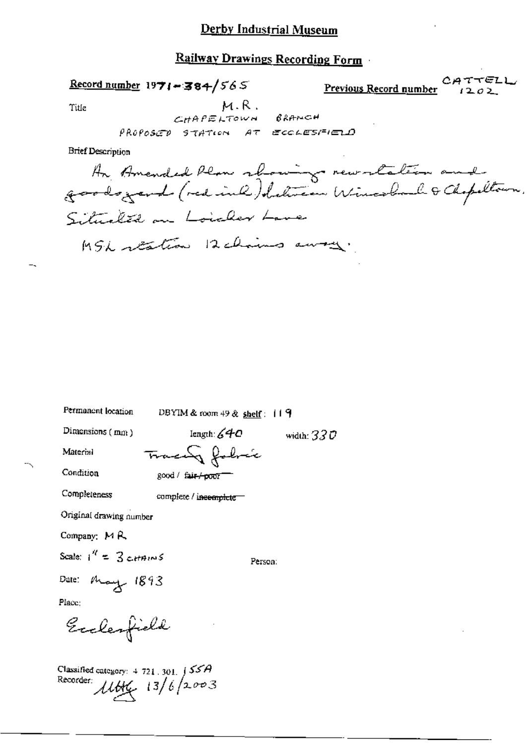# Derby Industrial Museum

## Railway Drawings Recording Form

**Record number** 1971-384/565

**Previous Record number** CATTELL 1202

Title: M.R. CHAPELTOWN BRANCH PROPOSED STATION AT ECCLESFIELD

Brief Description:

An Amended Plan showing new station and goods yard (red ink) between Wincobank & Chapeltown. Situated on Loicker Lane

MSL station 12 chains away.

Permanent location: DBYIM & room 49 & **shelf**: 119

Dimensions (mm): length: 640 width: 330

Material: Tracing fabric

Condition: good / ~~fair / poor~~

Completeness: complete / ~~incomplete~~

Original drawing number

Company: MR

Scale: 1" = 3 chains

Person:

Date: May 1893

Place:

Ecclesfield

Classified category: 4.721.301. 155A

Recorder: MHG 13/6/2003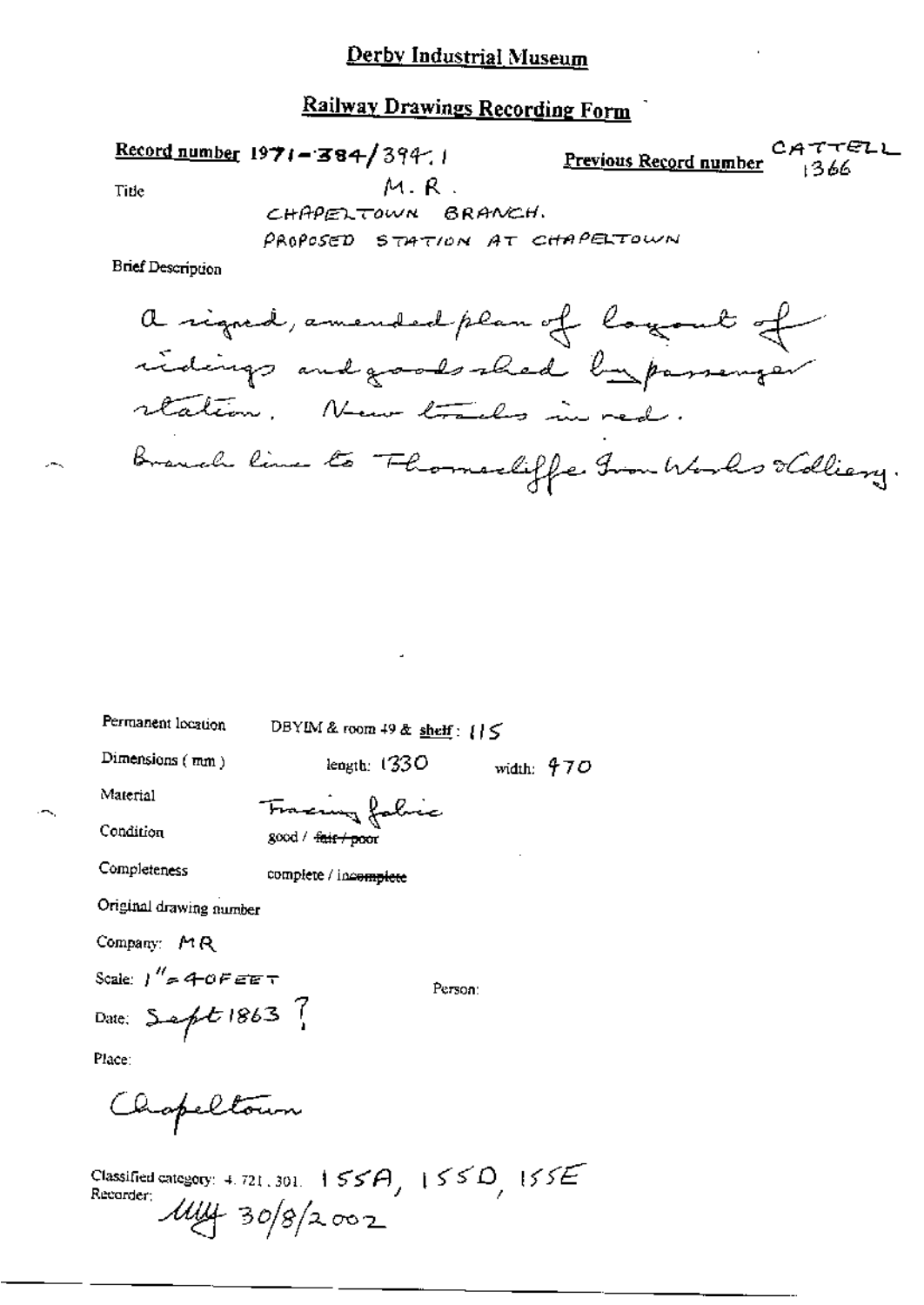# Derby Industrial Museum

## Railway Drawings Recording Form

**Record number** 1971-384/394.1

**Previous Record number** CATTELL 1366

Title

M.R.
CHAPELTOWN BRANCH.
PROPOSED STATION AT CHAPELTOWN

Brief Description

a signed, amended plan of layout of sidings and goods shed by passenger station. New tracks in red.
Branch line to Thorncliffe Iron Works & Colliery.

Permanent location DBYIM & room 49 & shelf: 115

Dimensions (mm) length: 1330 width: 470

Material Tracing fabric

Condition good / ~~fair / poor~~

Completeness complete / in~~complete~~

Original drawing number

Company: MR

Scale: 1" = 40 FEET

Person:

Date: Sept 1863 ?

Place:

Chapeltown

Classified category: 4.721.301. 155A, 155D, 155E

Recorder: MMF 30/8/2002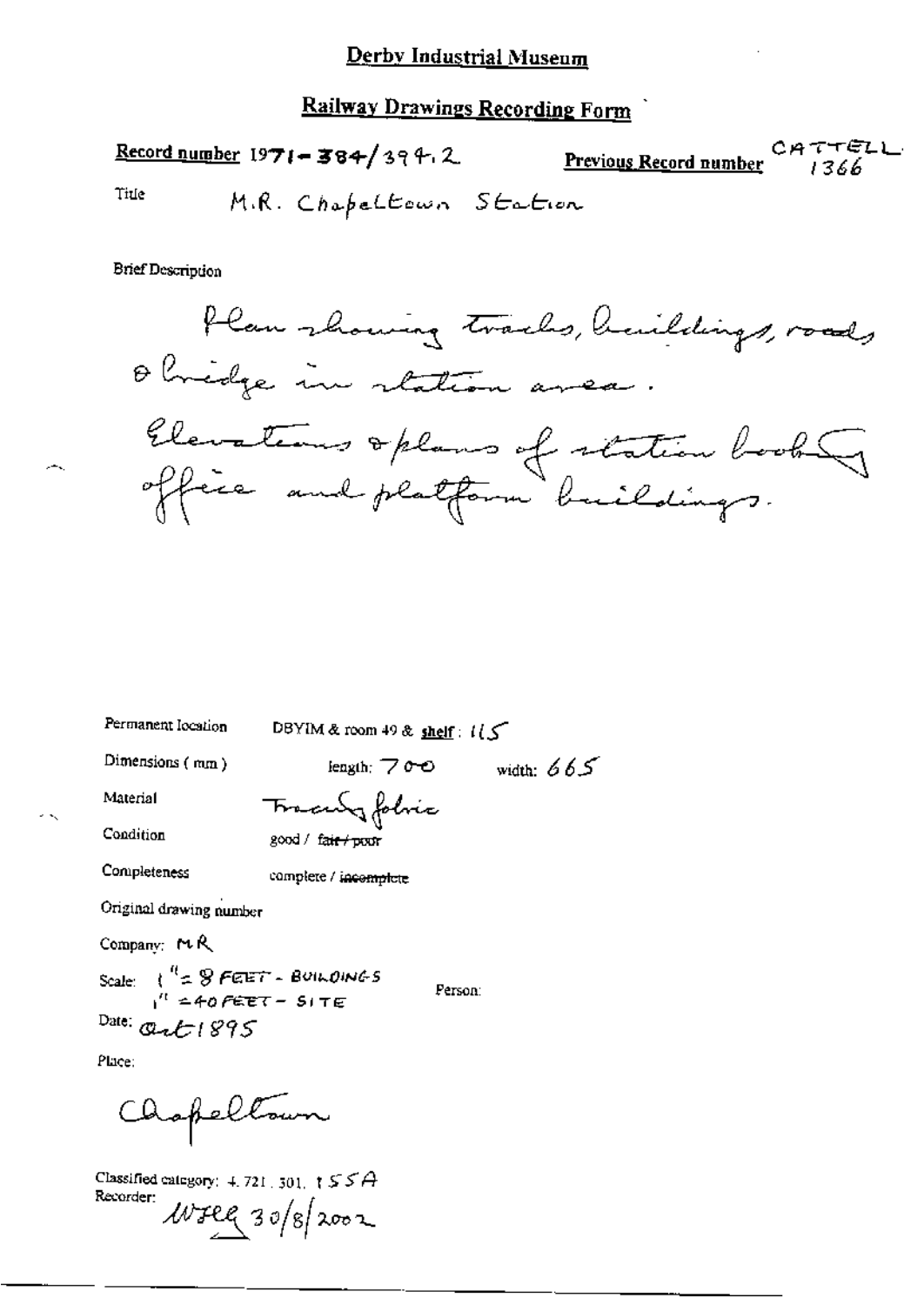# Derby Industrial Museum

## Railway Drawings Recording Form

**Record number** 1971-384/394.2 **Previous Record number** CATTELL 1366

Title M.R. Chapeltown Station

Brief Description

Plan showing tracks, buildings, roads & bridge in station area.
Elevations & plans of station booking office and platform buildings.

Permanent location DBYIM & room 49 & shelf: 115

Dimensions (mm) length: 700 width: 665

Material Tracing fabric

Condition good / ~~fair / poor~~

Completeness complete / ~~incomplete~~

Original drawing number

Company: MR

Scale: 1" = 8 FEET - BUILDINGS
1" = 40 FEET - SITE

Person:

Date: Oct 1895

Place:

Chapeltown

Classified category: 4.721.301. 155A

Recorder: WHEQ 30/8/2002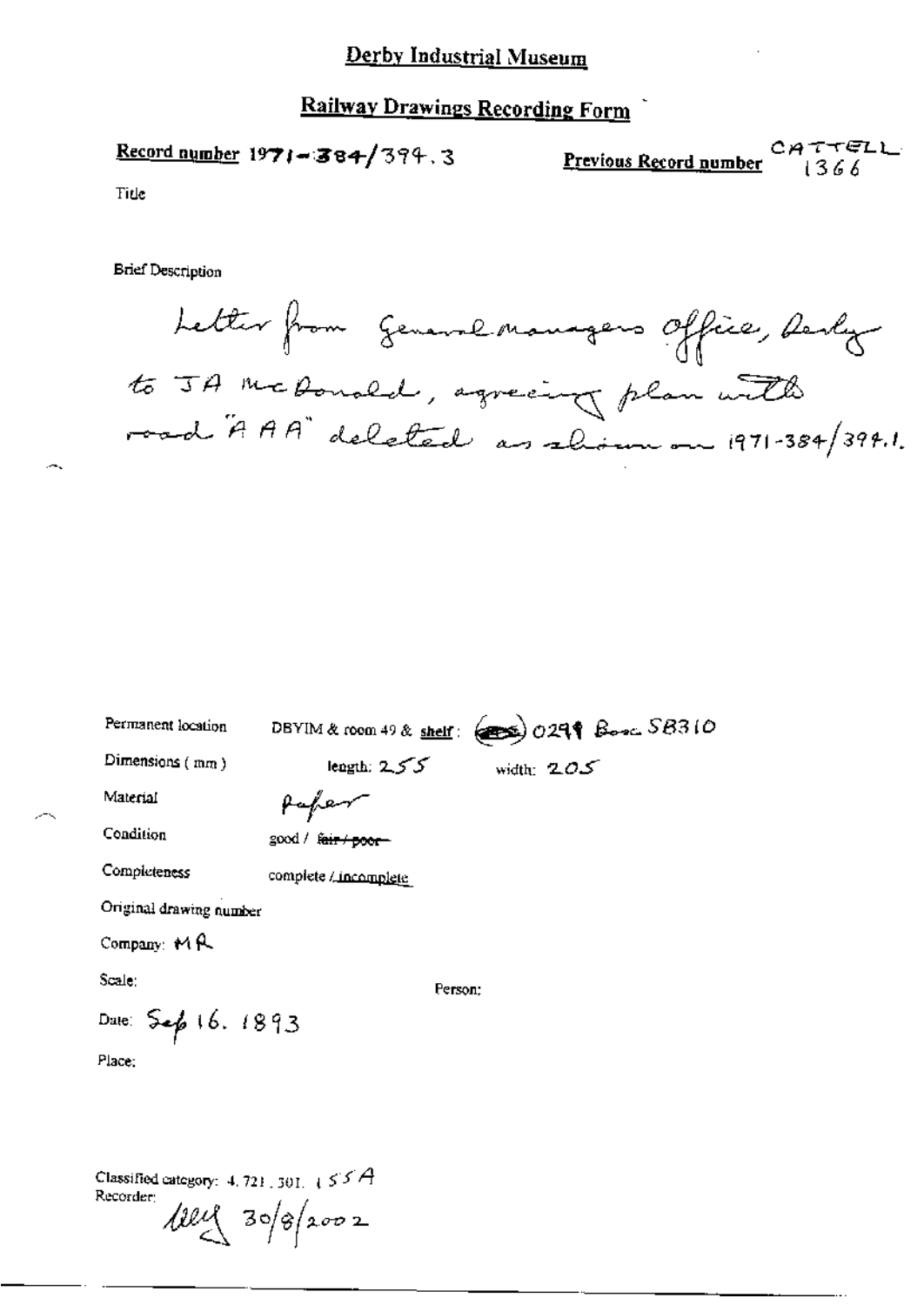# Derby Industrial Museum

## Railway Drawings Recording Form

**Record number** 1971-384/394.3

**Previous Record number** CATTELL 1366

Title

Brief Description

Letter from General managers Office, Derby to JA McDonald, agreeing plan with road "AAA" deleted as shown on 1971-384/394.1.

Permanent location: DBYIM & room 49 & shelf: (ERS) 0299 Box SB310

Dimensions (mm): length: 255 width: 205

Material: Paper

Condition: good / ~~fair / poor~~

Completeness: complete / incomplete

Original drawing number

Company: MR

Scale:

Person:

Date: Sep 16. 1893

Place:

Classified category: 4.721.301.155A

Recorder: [signature] 30/8/2002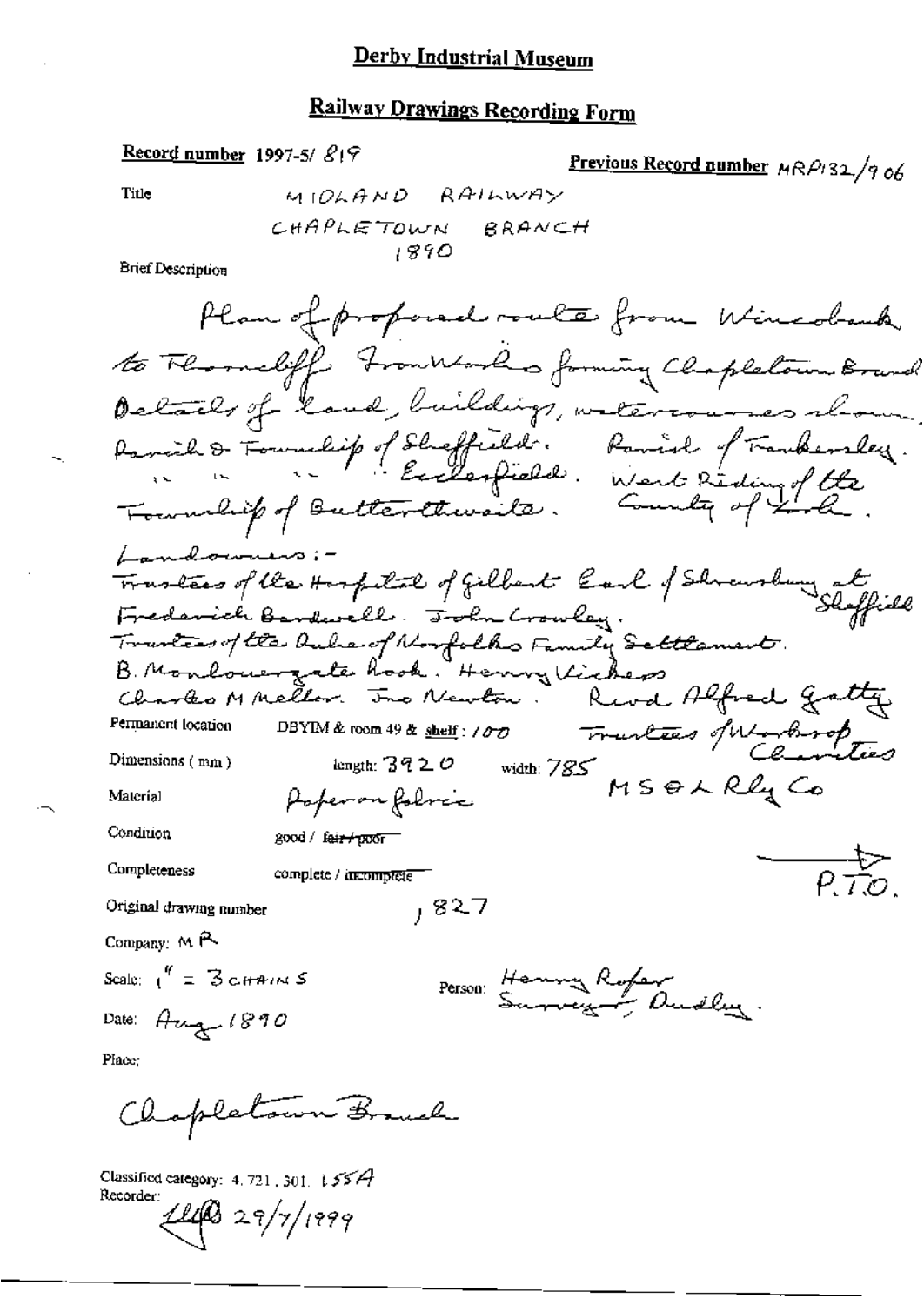# Derby Industrial Museum

## Railway Drawings Recording Form

**Record number** 1997-5/ 819 **Previous Record number** MRP132/906

Title MIDLAND RAILWAY
CHAPLETOWN BRANCH
1890

Brief Description

Plan of proposed route from Wincobank to Thorncliff Ironworks forming Chapletown Branch. Details of land, buildings, watercourses shown. Parish & Township of Sheffield. Parish of Tankersley. " " " Ecclesfield. West Riding of the Township of Butterthwaite. County of York.

Landowners:-
Trustees of the Hospital of Gilbert Earl of Shrewsbury at Sheffield
Frederick Bardwell. John Crowley.
Trustees of the Duke of Norfolk's Family Settlement.
B. Mountainsgate Hook. Henry Vickers
Charles M Mellor. Jno Newton. Revd Alfred Gatty
Trustees of Worksop Charities
MS & L Rly Co

Permanent location DBYIM & room 49 & shelf : 100

Dimensions ( mm ) length: 3920 width: 785

Material Paper on fabric

Condition good / ~~fair / poor~~

Completeness complete / ~~incomplete~~

P.T.O.

Original drawing number , 827

Company: M R

Scale: 1" = 3 CHAINS

Person: Henry Roper Surveyor, Dudley.

Date: Aug 1890

Place:

Chapletown Branch

Classified category: 4. 721. 301. 155A

Recorder: 29/7/1999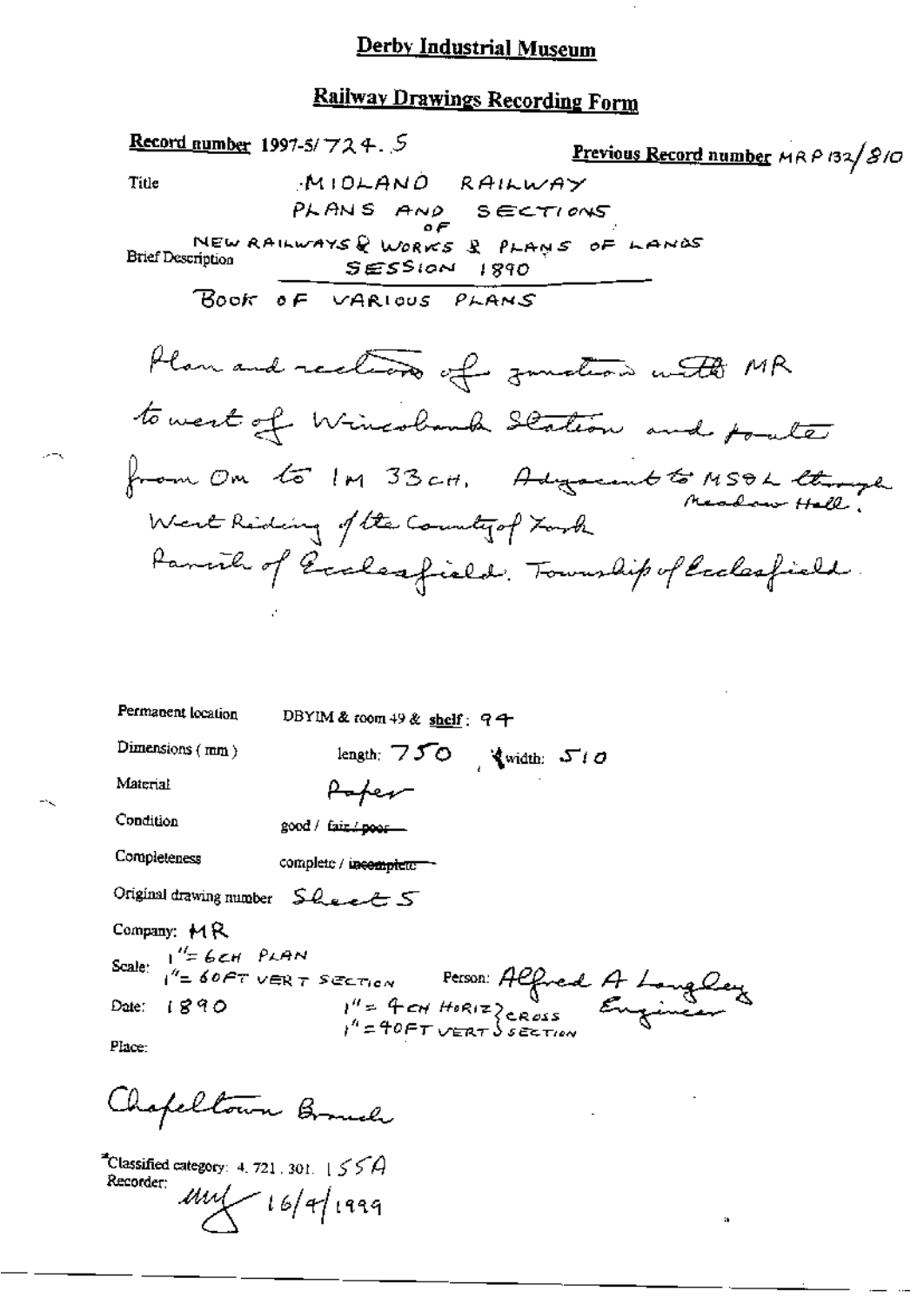# Derby Industrial Museum

## Railway Drawings Recording Form

**Record number** 1997-5/724.5

**Previous Record number** MRP 132/810

Title: MIDLAND RAILWAY PLANS AND SECTIONS OF NEW RAILWAYS & WORKS & PLANS OF LANDS SESSION 1890

Brief Description: BOOK OF VARIOUS PLANS

Plan and section of junction with MR to west of Wincobank Station and route from 0M to 1M 33CH. Adjacent to MS&L through Meadow Hall. West Riding of the County of York. Parish of Ecclesfield. Township of Ecclesfield.

Permanent location: DBYIM & room 49 & **shelf**: 94

Dimensions (mm): length: 750 width: 510

Material: Paper

Condition: good / ~~fair / poor~~

Completeness: complete / ~~incomplete~~

Original drawing number: Sheet 5

Company: MR

Scale: 1" = 6CH PLAN; 1" = 60FT VERT SECTION; 1" = 4CH HORIZ, 1" = 40FT VERT CROSS SECTION

Person: Alfred A Langley Engineer

Date: 1890

Place:

Chapeltown Branch

*Classified category: 4.721.301.155A

Recorder: MW 16/4/1999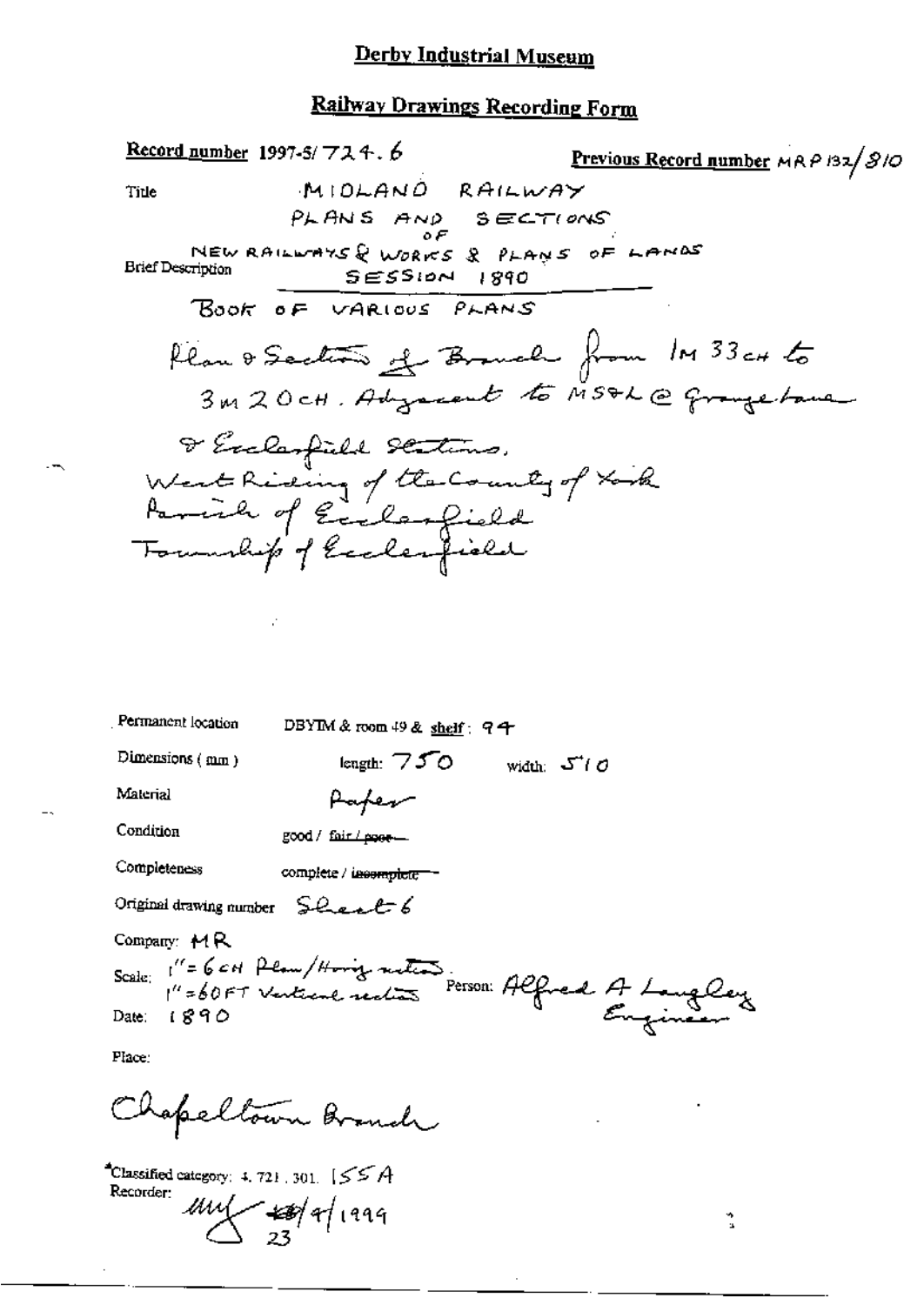# Derby Industrial Museum

## Railway Drawings Recording Form

**Record number** 1997-5/724.6 **Previous Record number** MRP 132/810

Title MIDLAND RAILWAY
PLANS AND SECTIONS OF NEW RAILWAYS & WORKS & PLANS OF LANDS
SESSION 1890

Brief Description
BOOK OF VARIOUS PLANS

Plan & Sections of Branch from 1M 33CH to 3M 20CH. Adjacent to MS&L @ Grange Lane & Ecclesfield Stations.
West Riding of the County of York
Parish of Ecclesfield
Township of Ecclesfield

Permanent location DBYIM & room 49 & shelf: 94

Dimensions ( mm ) length: 750 width: 510

Material Paper

Condition good / ~~fair / poor~~

Completeness complete / ~~incomplete~~

Original drawing number Sheet 6

Company: MR

Scale: 1" = 6 CH Plan/Horiz section; 1" = 60 FT Vertical section

Person: Alfred A Langley Engineer

Date: 1890

Place:

Chapeltown Branch

*Classified category: 4.721.301. 155A

Recorder: 23/9/1999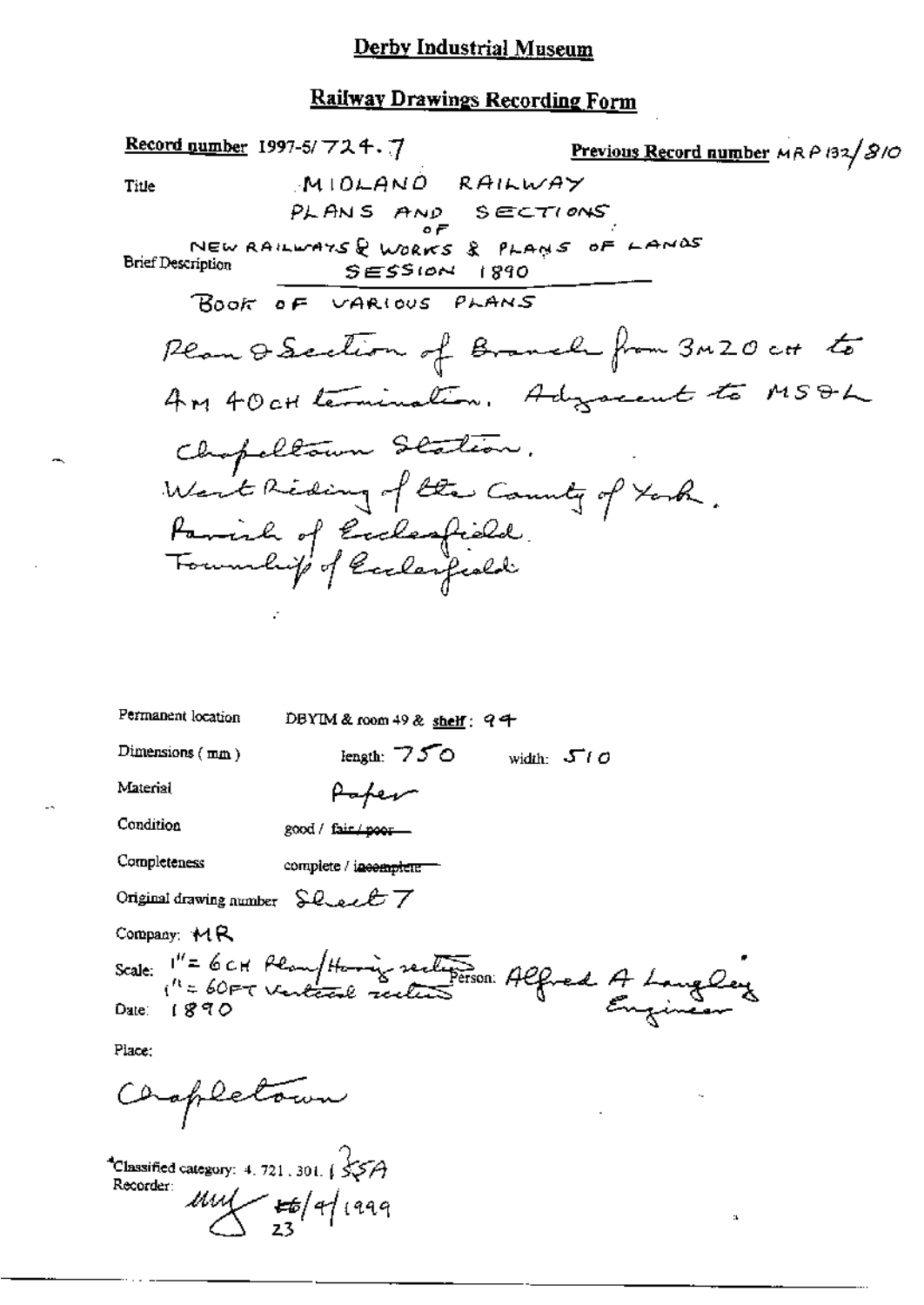# Derby Industrial Museum

## Railway Drawings Recording Form

**Record number** 1997-5/724.7

**Previous Record number** MRP 132/810

Title: MIDLAND RAILWAY PLANS AND SECTIONS OF NEW RAILWAYS & WORKS & PLANS OF LANDS SESSION 1890

Brief Description:

BOOK OF VARIOUS PLANS

Plan & Section of Branch from 3M 20 CH to 4M 40CH termination. Adjacent to MS&L Chapeltown Station.
West Riding of the County of York.
Parish of Ecclesfield.
Township of Ecclesfield

Permanent location: DBYIM & room 49 & shelf: 94

Dimensions (mm): length: 750 width: 510

Material: Paper

Condition: good / ~~fair / poor~~

Completeness: complete / ~~incomplete~~

Original drawing number: Sheet 7

Company: MR

Scale: 1" = 6 CH Plan/Horiz section; 1" = 60FT Vertical section

Person: Alfred A Langley Engineer

Date: 1890

Place:

Chapeltown

*Classified category: 4.721.301.1 35A

Recorder: ~~16~~ 23/4/1999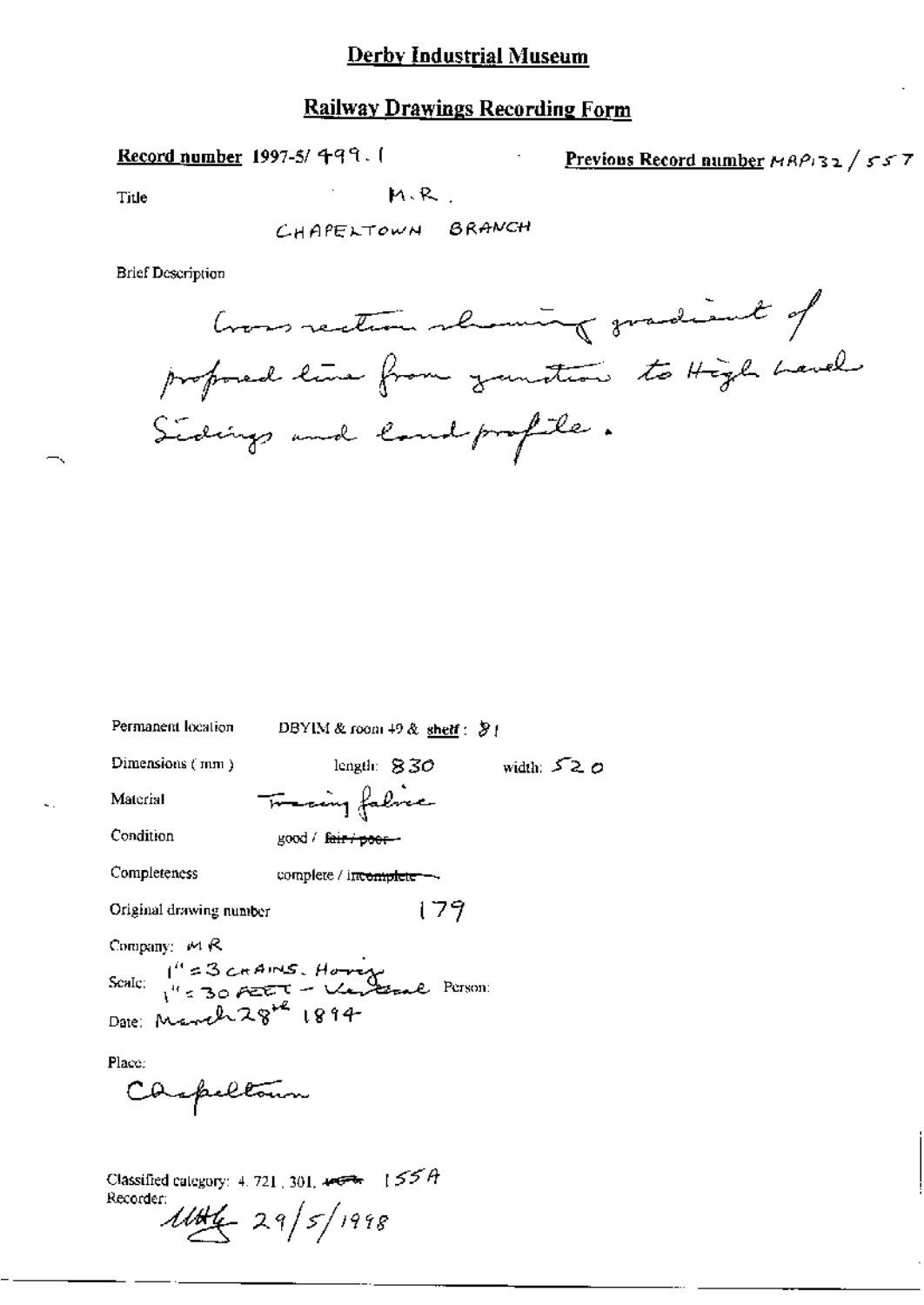# Derby Industrial Museum

## Railway Drawings Recording Form

**Record number** 1997-5/ 499. 1 **Previous Record number** MRP132 / 557

Title M.R.

CHAPELTOWN BRANCH

Brief Description

Cross section showing gradient of proposed line from junction to High Level Sidings and land profile.

Permanent location DBYIM & room 49 & **shelf**: 81

Dimensions (mm) length: 830 width: 520

Material Tracing fabric

Condition good / ~~fair / poor~~

Completeness complete / ~~incomplete~~

Original drawing number 179

Company: MR

Scale: 1" = 3 CHAINS. Horiz. 1" = 30 FEET – Vertical Person:

Date: March 28th 1894

Place:

Chapeltown

Classified category: 4. 721, 301, ~~###~~ 155A

Recorder: MHG 29/5/1998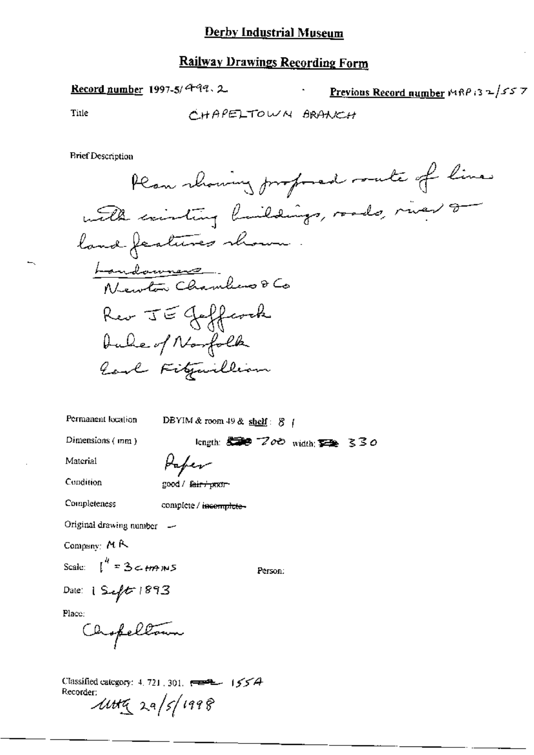# Derby Industrial Museum

## Railway Drawings Recording Form

**Record number** 1997-5/499.2

**Previous Record number** MRP132/557

Title: CHAPELTOWN BRANCH

Brief Description

Plan showing proposed route of line with existing buildings, roads, river & land features shown.

Landowners

Newton Chambers & Co

Rev J E Jeffcock

Duke of Norfolk

Earl Fitzwilliam

Permanent location: DBYIM & room 49 & shelf: 8 /

Dimensions (mm): length: ~~530~~ 700 width: ~~320~~ 330

Material: Paper

Condition: good / ~~fair / poor~~

Completeness: complete / ~~incomplete~~

Original drawing number: —

Company: MR

Scale: 1" = 3 CHAINS

Person:

Date: 1 Sept 1893

Place: Chapeltown

Classified category: 4. 721. 301. ~~———~~ 1554

Recorder: MHG 29/5/1998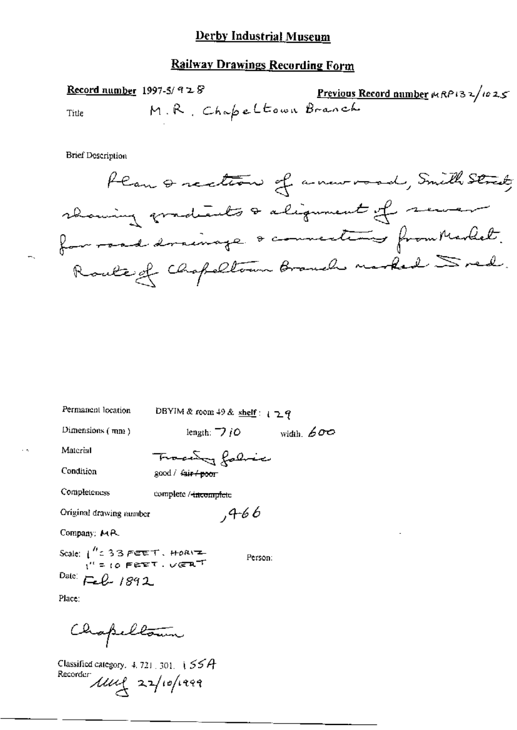# Derby Industrial Museum

## Railway Drawings Recording Form

**Record number** 1997-5/928

**Previous Record number** MRP132/1025

Title M.R. Chapeltown Branch

Brief Description

Plan & section of a new road, Smith Street, showing gradients & alignment of sewer for road drainage & connections from Market. Route of Chapeltown Branch marked in red.

Permanent location DBYIM & room 49 & shelf: 129

Dimensions (mm) length: 710 width: 600

Material Tracing fabric

Condition good / ~~fair / poor~~

Completeness complete / ~~incomplete~~

Original drawing number ,466

Company: MR

Scale: 1" = 33 FEET. HORIZ
1" = 10 FEET. VERT

Person:

Date: Feb 1892

Place:

Chapeltown

Classified category. 4.721.301. 155A

Recorder: MMf 22/10/1999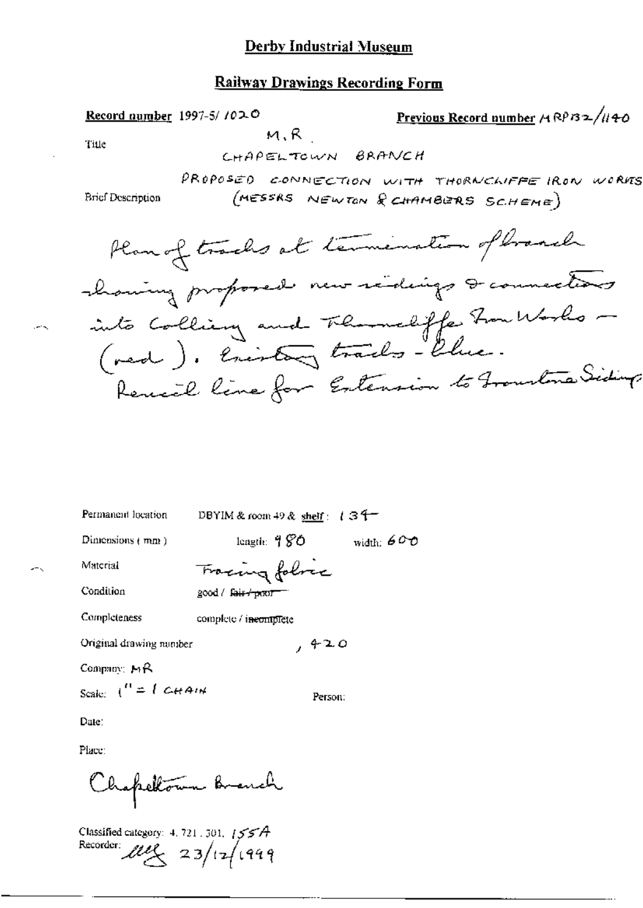# Derby Industrial Museum

## Railway Drawings Recording Form

**Record number** 1997-5/ 1020

**Previous Record number** MRP132/1140

Title

M.R.
CHAPELTOWN BRANCH

Brief Description

PROPOSED CONNECTION WITH THORNCLIFFE IRON WORKS
(MESSRS NEWTON & CHAMBERS SCHEME)

Plan of tracks at termination of branch showing proposed new sidings & connections into Colliery and Thorncliffe Iron Works – (red). Existing tracks – blue.
Pencil line for Extension to Ironstone Sidings

Permanent location DBYIM & room 49 & shelf: 134

Dimensions (mm) length: 980 width: 600

Material Tracing fabric

Condition good / ~~fair / poor~~

Completeness complete / ~~incomplete~~

Original drawing number , 420

Company: MR

Scale: 1" = 1 CHAIN

Person:

Date:

Place:

Chapeltown Branch

Classified category: 4. 721. 301. 155A

Recorder: MY 23/12/1999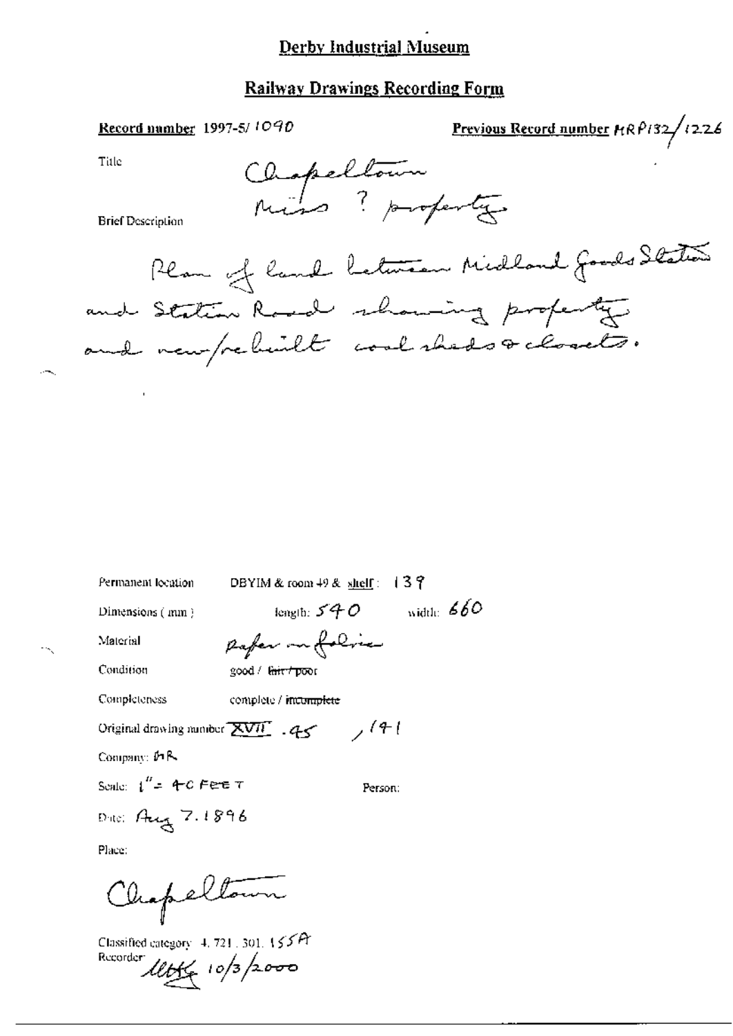# Derby Industrial Museum

## Railway Drawings Recording Form

**Record number** 1997-5/ 1090

**Previous Record number** MRP132/1226

Title

Chapeltown
Miss ? property

Brief Description

Plan of land between Midland Goods Station and Station Road showing property and new/rebuilt coal sheds & closets.

Permanent location DBYIM & room 49 & shelf : 139

Dimensions ( mm ) length: 540 width: 660

Material Paper on fabric

Condition good / ~~fair / poor~~

Completeness complete / ~~incomplete~~

Original drawing number XVII . 45 , 141

Company: MR

Scale: 1" = 40 FEET

Person:

Date: Aug 7. 1896

Place:

Chapeltown

Classified category 4. 721. 301. 155A

Recorder: lebtg 10/3/2000